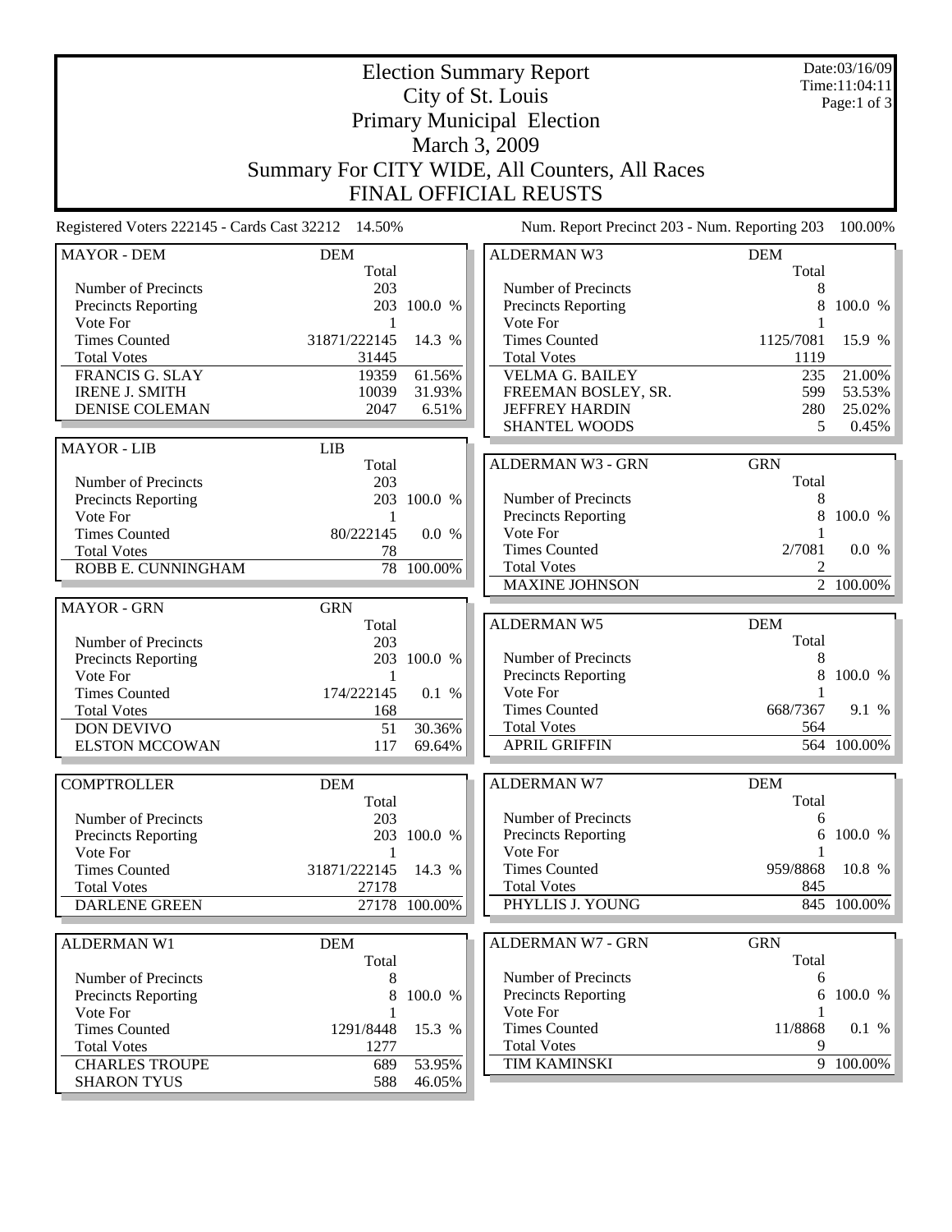# Election Summary Report

City of St. Louis
Primary Municipal Election
March 3, 2009
Summary For CITY WIDE, All Counters, All Races
FINAL OFFICIAL REUSTS

Date:03/16/09
Time:11:04:11

Registered Voters 222145 - Cards Cast 32212 14.50%

Num. Report Precinct 203 - Num. Reporting 203 100.00%

| MAYOR - DEM | DEM | |
|---|---|---|
| | Total | |
| Number of Precincts | 203 | |
| Precincts Reporting | 203 | 100.0 % |
| Vote For | 1 | |
| Times Counted | 31871/222145 | 14.3 % |
| Total Votes | 31445 | |
| FRANCIS G. SLAY | 19359 | 61.56% |
| IRENE J. SMITH | 10039 | 31.93% |
| DENISE COLEMAN | 2047 | 6.51% |

| MAYOR - LIB | LIB | |
|---|---|---|
| | Total | |
| Number of Precincts | 203 | |
| Precincts Reporting | 203 | 100.0 % |
| Vote For | 1 | |
| Times Counted | 80/222145 | 0.0 % |
| Total Votes | 78 | |
| ROBB E. CUNNINGHAM | 78 | 100.00% |

| MAYOR - GRN | GRN | |
|---|---|---|
| | Total | |
| Number of Precincts | 203 | |
| Precincts Reporting | 203 | 100.0 % |
| Vote For | 1 | |
| Times Counted | 174/222145 | 0.1 % |
| Total Votes | 168 | |
| DON DEVIVO | 51 | 30.36% |
| ELSTON MCCOWAN | 117 | 69.64% |

| COMPTROLLER | DEM | |
|---|---|---|
| | Total | |
| Number of Precincts | 203 | |
| Precincts Reporting | 203 | 100.0 % |
| Vote For | 1 | |
| Times Counted | 31871/222145 | 14.3 % |
| Total Votes | 27178 | |
| DARLENE GREEN | 27178 | 100.00% |

| ALDERMAN W1 | DEM | |
|---|---|---|
| | Total | |
| Number of Precincts | 8 | |
| Precincts Reporting | 8 | 100.0 % |
| Vote For | 1 | |
| Times Counted | 1291/8448 | 15.3 % |
| Total Votes | 1277 | |
| CHARLES TROUPE | 689 | 53.95% |
| SHARON TYUS | 588 | 46.05% |

| ALDERMAN W3 | DEM | |
|---|---|---|
| | Total | |
| Number of Precincts | 8 | |
| Precincts Reporting | 8 | 100.0 % |
| Vote For | 1 | |
| Times Counted | 1125/7081 | 15.9 % |
| Total Votes | 1119 | |
| VELMA G. BAILEY | 235 | 21.00% |
| FREEMAN BOSLEY, SR. | 599 | 53.53% |
| JEFFREY HARDIN | 280 | 25.02% |
| SHANTEL WOODS | 5 | 0.45% |

| ALDERMAN W3 - GRN | GRN | |
|---|---|---|
| | Total | |
| Number of Precincts | 8 | |
| Precincts Reporting | 8 | 100.0 % |
| Vote For | 1 | |
| Times Counted | 2/7081 | 0.0 % |
| Total Votes | 2 | |
| MAXINE JOHNSON | 2 | 100.00% |

| ALDERMAN W5 | DEM | |
|---|---|---|
| | Total | |
| Number of Precincts | 8 | |
| Precincts Reporting | 8 | 100.0 % |
| Vote For | 1 | |
| Times Counted | 668/7367 | 9.1 % |
| Total Votes | 564 | |
| APRIL GRIFFIN | 564 | 100.00% |

| ALDERMAN W7 | DEM | |
|---|---|---|
| | Total | |
| Number of Precincts | 6 | |
| Precincts Reporting | 6 | 100.0 % |
| Vote For | 1 | |
| Times Counted | 959/8868 | 10.8 % |
| Total Votes | 845 | |
| PHYLLIS J. YOUNG | 845 | 100.00% |

| ALDERMAN W7 - GRN | GRN | |
|---|---|---|
| | Total | |
| Number of Precincts | 6 | |
| Precincts Reporting | 6 | 100.0 % |
| Vote For | 1 | |
| Times Counted | 11/8868 | 0.1 % |
| Total Votes | 9 | |
| TIM KAMINSKI | 9 | 100.00% |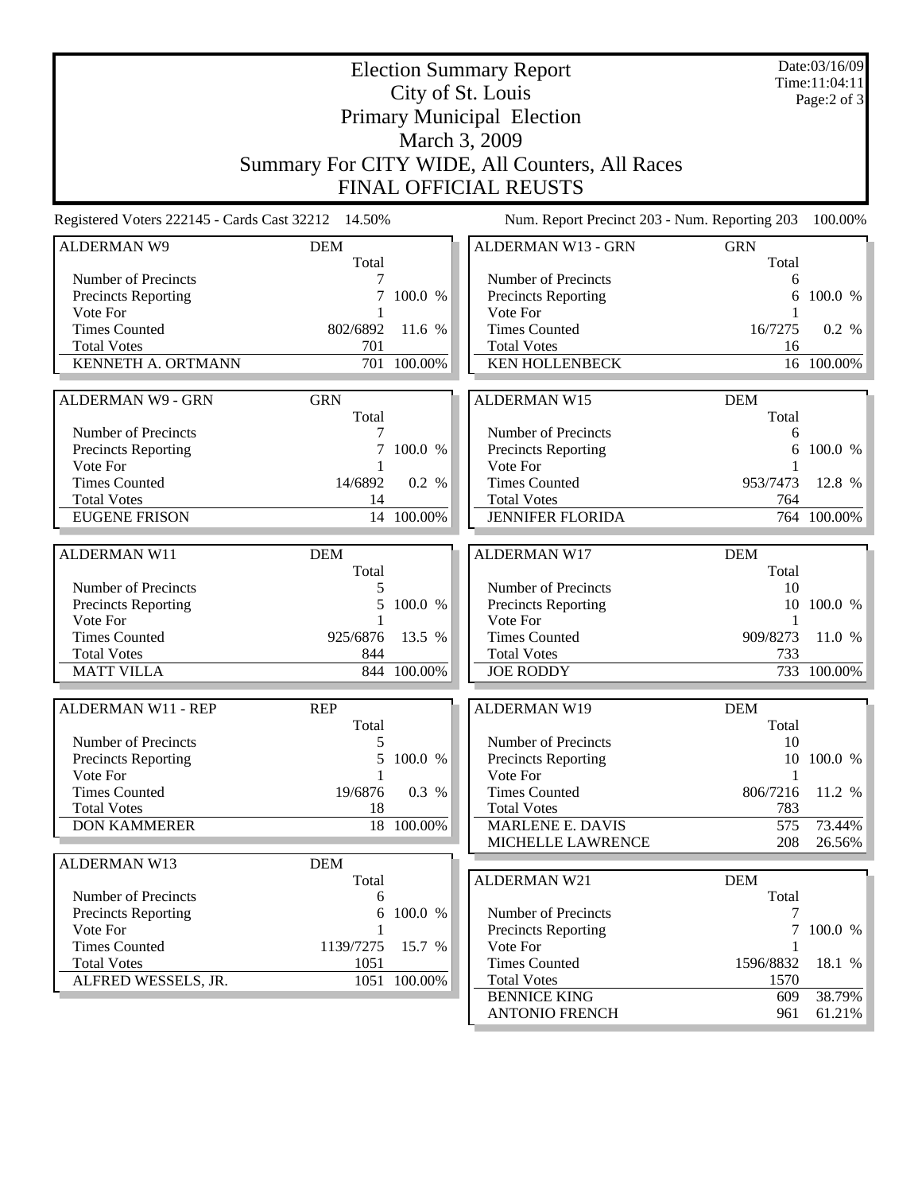# Election Summary Report

City of St. Louis

Primary Municipal Election

March 3, 2009

Summary For CITY WIDE, All Counters, All Races

FINAL OFFICIAL REUSTS

Date:03/16/09
Time:11:04:11

Registered Voters 222145 - Cards Cast 32212 14.50%

Num. Report Precinct 203 - Num. Reporting 203 100.00%

| ALDERMAN W9 | DEM | |
|---|---|---|
| | Total | |
| Number of Precincts | 7 | |
| Precincts Reporting | 7 | 100.0 % |
| Vote For | 1 | |
| Times Counted | 802/6892 | 11.6 % |
| Total Votes | 701 | |
| KENNETH A. ORTMANN | 701 | 100.00% |

| ALDERMAN W9 - GRN | GRN | |
|---|---|---|
| | Total | |
| Number of Precincts | 7 | |
| Precincts Reporting | 7 | 100.0 % |
| Vote For | 1 | |
| Times Counted | 14/6892 | 0.2 % |
| Total Votes | 14 | |
| EUGENE FRISON | 14 | 100.00% |

| ALDERMAN W11 | DEM | |
|---|---|---|
| | Total | |
| Number of Precincts | 5 | |
| Precincts Reporting | 5 | 100.0 % |
| Vote For | 1 | |
| Times Counted | 925/6876 | 13.5 % |
| Total Votes | 844 | |
| MATT VILLA | 844 | 100.00% |

| ALDERMAN W11 - REP | REP | |
|---|---|---|
| | Total | |
| Number of Precincts | 5 | |
| Precincts Reporting | 5 | 100.0 % |
| Vote For | 1 | |
| Times Counted | 19/6876 | 0.3 % |
| Total Votes | 18 | |
| DON KAMMERER | 18 | 100.00% |

| ALDERMAN W13 | DEM | |
|---|---|---|
| | Total | |
| Number of Precincts | 6 | |
| Precincts Reporting | 6 | 100.0 % |
| Vote For | 1 | |
| Times Counted | 1139/7275 | 15.7 % |
| Total Votes | 1051 | |
| ALFRED WESSELS, JR. | 1051 | 100.00% |

| ALDERMAN W13 - GRN | GRN | |
|---|---|---|
| | Total | |
| Number of Precincts | 6 | |
| Precincts Reporting | 6 | 100.0 % |
| Vote For | 1 | |
| Times Counted | 16/7275 | 0.2 % |
| Total Votes | 16 | |
| KEN HOLLENBECK | 16 | 100.00% |

| ALDERMAN W15 | DEM | |
|---|---|---|
| | Total | |
| Number of Precincts | 6 | |
| Precincts Reporting | 6 | 100.0 % |
| Vote For | 1 | |
| Times Counted | 953/7473 | 12.8 % |
| Total Votes | 764 | |
| JENNIFER FLORIDA | 764 | 100.00% |

| ALDERMAN W17 | DEM | |
|---|---|---|
| | Total | |
| Number of Precincts | 10 | |
| Precincts Reporting | 10 | 100.0 % |
| Vote For | 1 | |
| Times Counted | 909/8273 | 11.0 % |
| Total Votes | 733 | |
| JOE RODDY | 733 | 100.00% |

| ALDERMAN W19 | DEM | |
|---|---|---|
| | Total | |
| Number of Precincts | 10 | |
| Precincts Reporting | 10 | 100.0 % |
| Vote For | 1 | |
| Times Counted | 806/7216 | 11.2 % |
| Total Votes | 783 | |
| MARLENE E. DAVIS | 575 | 73.44% |
| MICHELLE LAWRENCE | 208 | 26.56% |

| ALDERMAN W21 | DEM | |
|---|---|---|
| | Total | |
| Number of Precincts | 7 | |
| Precincts Reporting | 7 | 100.0 % |
| Vote For | 1 | |
| Times Counted | 1596/8832 | 18.1 % |
| Total Votes | 1570 | |
| BENNICE KING | 609 | 38.79% |
| ANTONIO FRENCH | 961 | 61.21% |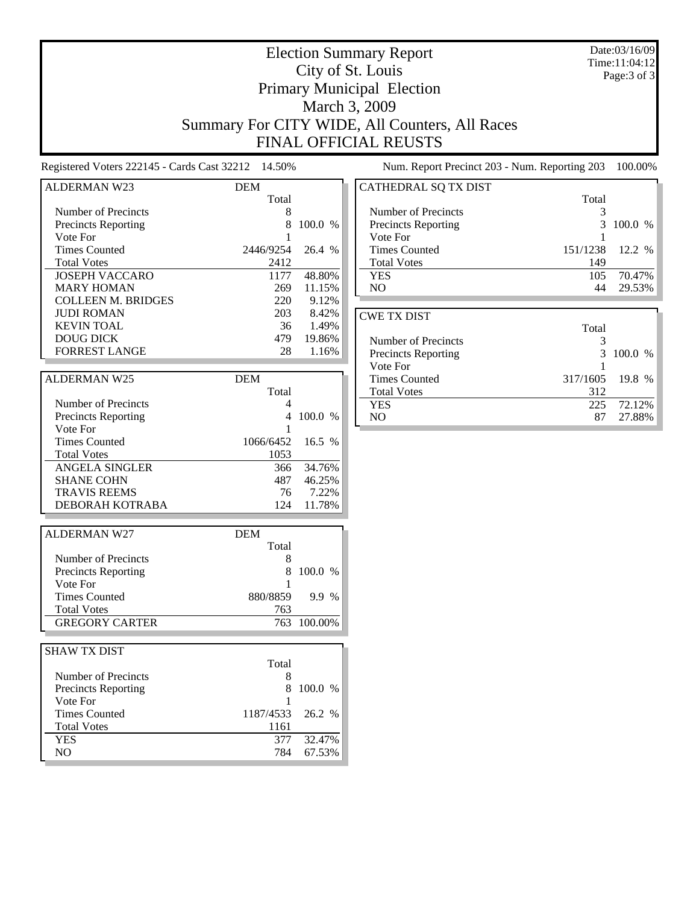# Election Summary Report
## City of St. Louis
## Primary Municipal Election
## March 3, 2009
## Summary For CITY WIDE, All Counters, All Races
## FINAL OFFICIAL REUSTS

Date:03/16/09
Time:11:04:12

Registered Voters 222145 - Cards Cast 32212 14.50%

Num. Report Precinct 203 - Num. Reporting 203 100.00%

| ALDERMAN W23 | DEM | |
|---|---|---|
| | Total | |
| Number of Precincts | 8 | |
| Precincts Reporting | 8 | 100.0 % |
| Vote For | 1 | |
| Times Counted | 2446/9254 | 26.4 % |
| Total Votes | 2412 | |
| JOSEPH VACCARO | 1177 | 48.80% |
| MARY HOMAN | 269 | 11.15% |
| COLLEEN M. BRIDGES | 220 | 9.12% |
| JUDI ROMAN | 203 | 8.42% |
| KEVIN TOAL | 36 | 1.49% |
| DOUG DICK | 479 | 19.86% |
| FORREST LANGE | 28 | 1.16% |

| ALDERMAN W25 | DEM | |
|---|---|---|
| | Total | |
| Number of Precincts | 4 | |
| Precincts Reporting | 4 | 100.0 % |
| Vote For | 1 | |
| Times Counted | 1066/6452 | 16.5 % |
| Total Votes | 1053 | |
| ANGELA SINGLER | 366 | 34.76% |
| SHANE COHN | 487 | 46.25% |
| TRAVIS REEMS | 76 | 7.22% |
| DEBORAH KOTRABA | 124 | 11.78% |

| ALDERMAN W27 | DEM | |
|---|---|---|
| | Total | |
| Number of Precincts | 8 | |
| Precincts Reporting | 8 | 100.0 % |
| Vote For | 1 | |
| Times Counted | 880/8859 | 9.9 % |
| Total Votes | 763 | |
| GREGORY CARTER | 763 | 100.00% |

| SHAW TX DIST | | |
|---|---|---|
| | Total | |
| Number of Precincts | 8 | |
| Precincts Reporting | 8 | 100.0 % |
| Vote For | 1 | |
| Times Counted | 1187/4533 | 26.2 % |
| Total Votes | 1161 | |
| YES | 377 | 32.47% |
| NO | 784 | 67.53% |

| CATHEDRAL SQ TX DIST | | |
|---|---|---|
| | Total | |
| Number of Precincts | 3 | |
| Precincts Reporting | 3 | 100.0 % |
| Vote For | 1 | |
| Times Counted | 151/1238 | 12.2 % |
| Total Votes | 149 | |
| YES | 105 | 70.47% |
| NO | 44 | 29.53% |

| CWE TX DIST | | |
|---|---|---|
| | Total | |
| Number of Precincts | 3 | |
| Precincts Reporting | 3 | 100.0 % |
| Vote For | 1 | |
| Times Counted | 317/1605 | 19.8 % |
| Total Votes | 312 | |
| YES | 225 | 72.12% |
| NO | 87 | 27.88% |